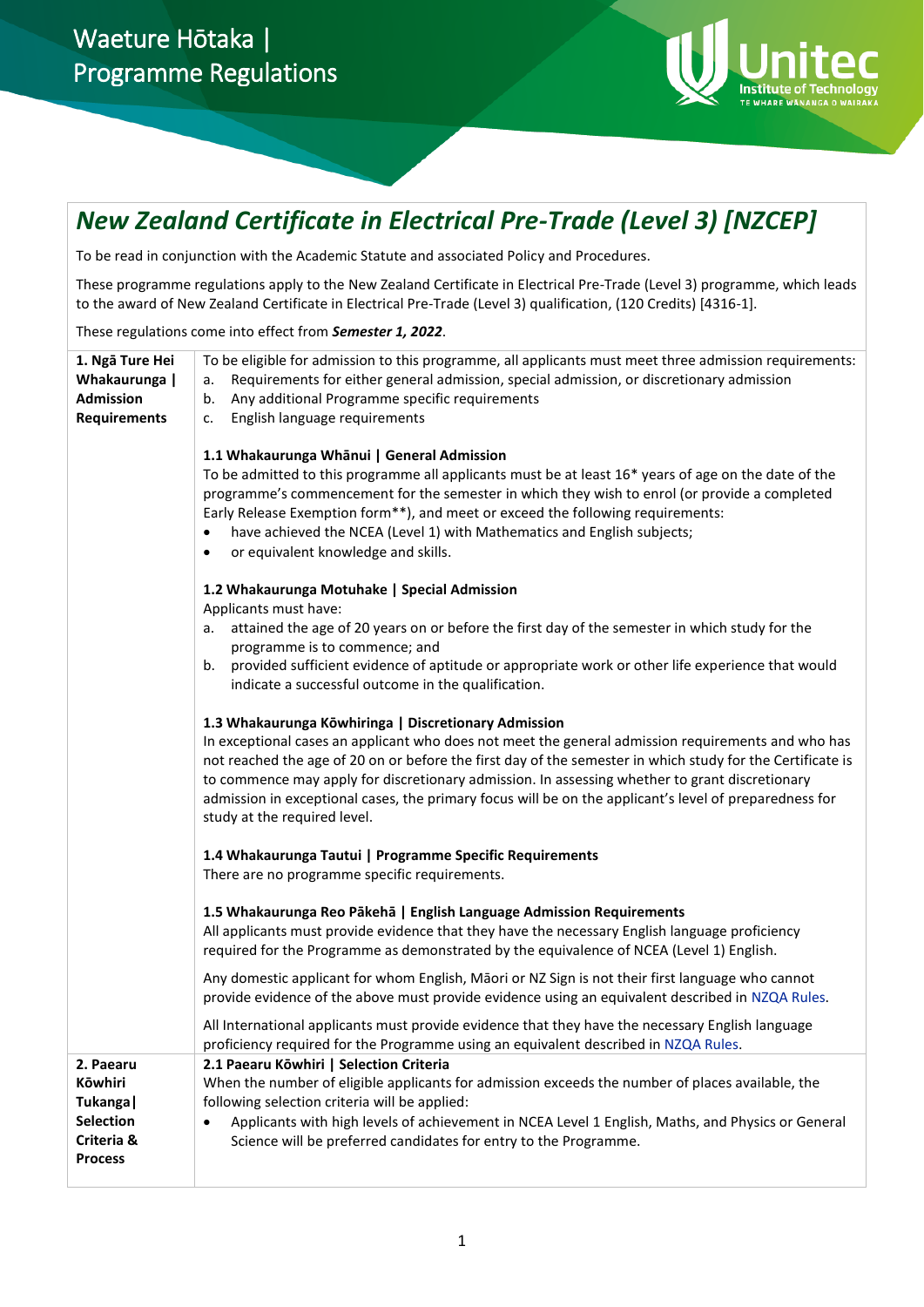# Waeture Hōtaka | Programme Regulations

## New Zealand Certificate in Electrical Pre-Trade (Level 3) [NZCEP]

To be read in conjunction with the Academic Statute and associated Policy and Procedures.

These programme regulations apply to the New Zealand Certificate in Electrical Pre-Trade (Level 3) programme, which leads to the award of New Zealand Certificate in Electrical Pre-Trade (Level 3) qualification, (120 Credits) [4316-1].

These regulations come into effect from ***Semester 1, 2022***.

| | |
|---|---|
| **1. Ngā Ture Hei Whakaurunga \| Admission Requirements** | To be eligible for admission to this programme, all applicants must meet three admission requirements:<br>a. Requirements for either general admission, special admission, or discretionary admission<br>b. Any additional Programme specific requirements<br>c. English language requirements<br><br>**1.1 Whakaurunga Whānui \| General Admission**<br>To be admitted to this programme all applicants must be at least 16* years of age on the date of the programme's commencement for the semester in which they wish to enrol (or provide a completed Early Release Exemption form**), and meet or exceed the following requirements:<br>• have achieved the NCEA (Level 1) with Mathematics and English subjects;<br>• or equivalent knowledge and skills.<br><br>**1.2 Whakaurunga Motuhake \| Special Admission**<br>Applicants must have:<br>a. attained the age of 20 years on or before the first day of the semester in which study for the programme is to commence; and<br>b. provided sufficient evidence of aptitude or appropriate work or other life experience that would indicate a successful outcome in the qualification.<br><br>**1.3 Whakaurunga Kōwhiringa \| Discretionary Admission**<br>In exceptional cases an applicant who does not meet the general admission requirements and who has not reached the age of 20 on or before the first day of the semester in which study for the Certificate is to commence may apply for discretionary admission. In assessing whether to grant discretionary admission in exceptional cases, the primary focus will be on the applicant's level of preparedness for study at the required level.<br><br>**1.4 Whakaurunga Tautui \| Programme Specific Requirements**<br>There are no programme specific requirements.<br><br>**1.5 Whakaurunga Reo Pākehā \| English Language Admission Requirements**<br>All applicants must provide evidence that they have the necessary English language proficiency required for the Programme as demonstrated by the equivalence of NCEA (Level 1) English.<br><br>Any domestic applicant for whom English, Māori or NZ Sign is not their first language who cannot provide evidence of the above must provide evidence using an equivalent described in NZQA Rules.<br><br>All International applicants must provide evidence that they have the necessary English language proficiency required for the Programme using an equivalent described in NZQA Rules. |
| **2. Paearu Kōwhiri Tukanga\| Selection Criteria & Process** | **2.1 Paearu Kōwhiri \| Selection Criteria**<br>When the number of eligible applicants for admission exceeds the number of places available, the following selection criteria will be applied:<br>• Applicants with high levels of achievement in NCEA Level 1 English, Maths, and Physics or General Science will be preferred candidates for entry to the Programme. |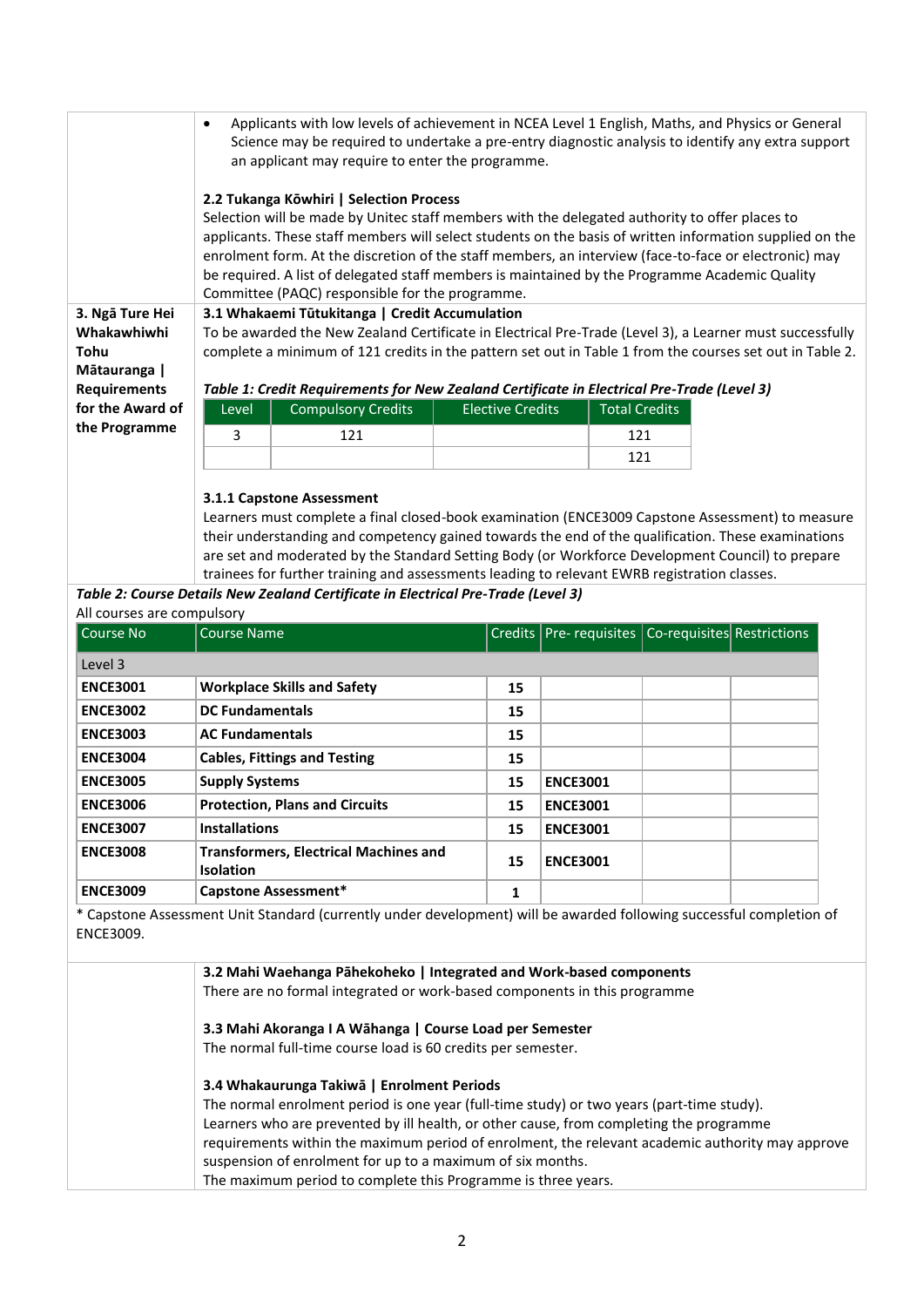- Applicants with low levels of achievement in NCEA Level 1 English, Maths, and Physics or General Science may be required to undertake a pre-entry diagnostic analysis to identify any extra support an applicant may require to enter the programme.

**2.2 Tukanga Kōwhiri | Selection Process**

Selection will be made by Unitec staff members with the delegated authority to offer places to applicants. These staff members will select students on the basis of written information supplied on the enrolment form. At the discretion of the staff members, an interview (face-to-face or electronic) may be required. A list of delegated staff members is maintained by the Programme Academic Quality Committee (PAQC) responsible for the programme.

## 3. Ngā Ture Hei Whakawhiwhi Tohu Mātauranga | Requirements for the Award of the Programme

**3.1 Whakaemi Tūtukitanga | Credit Accumulation**

To be awarded the New Zealand Certificate in Electrical Pre-Trade (Level 3), a Learner must successfully complete a minimum of 121 credits in the pattern set out in Table 1 from the courses set out in Table 2.

***Table 1: Credit Requirements for New Zealand Certificate in Electrical Pre-Trade (Level 3)***

| Level | Compulsory Credits | Elective Credits | Total Credits |
|---|---|---|---|
| 3 | 121 | | 121 |
| | | | 121 |

**3.1.1 Capstone Assessment**

Learners must complete a final closed-book examination (ENCE3009 Capstone Assessment) to measure their understanding and competency gained towards the end of the qualification. These examinations are set and moderated by the Standard Setting Body (or Workforce Development Council) to prepare trainees for further training and assessments leading to relevant EWRB registration classes.

***Table 2: Course Details New Zealand Certificate in Electrical Pre-Trade (Level 3)***

All courses are compulsory

| Course No | Course Name | Credits | Pre- requisites | Co-requisites | Restrictions |
|---|---|---|---|---|---|
| Level 3 | | | | | |
| **ENCE3001** | **Workplace Skills and Safety** | **15** | | | |
| **ENCE3002** | **DC Fundamentals** | **15** | | | |
| **ENCE3003** | **AC Fundamentals** | **15** | | | |
| **ENCE3004** | **Cables, Fittings and Testing** | **15** | | | |
| **ENCE3005** | **Supply Systems** | **15** | **ENCE3001** | | |
| **ENCE3006** | **Protection, Plans and Circuits** | **15** | **ENCE3001** | | |
| **ENCE3007** | **Installations** | **15** | **ENCE3001** | | |
| **ENCE3008** | **Transformers, Electrical Machines and Isolation** | **15** | **ENCE3001** | | |
| **ENCE3009** | **Capstone Assessment*** | **1** | | | |

* Capstone Assessment Unit Standard (currently under development) will be awarded following successful completion of ENCE3009.

**3.2 Mahi Waehanga Pāhekoheko | Integrated and Work-based components**

There are no formal integrated or work-based components in this programme

**3.3 Mahi Akoranga I A Wāhanga | Course Load per Semester**

The normal full-time course load is 60 credits per semester.

**3.4 Whakaurunga Takiwā | Enrolment Periods**

The normal enrolment period is one year (full-time study) or two years (part-time study).
Learners who are prevented by ill health, or other cause, from completing the programme requirements within the maximum period of enrolment, the relevant academic authority may approve suspension of enrolment for up to a maximum of six months.
The maximum period to complete this Programme is three years.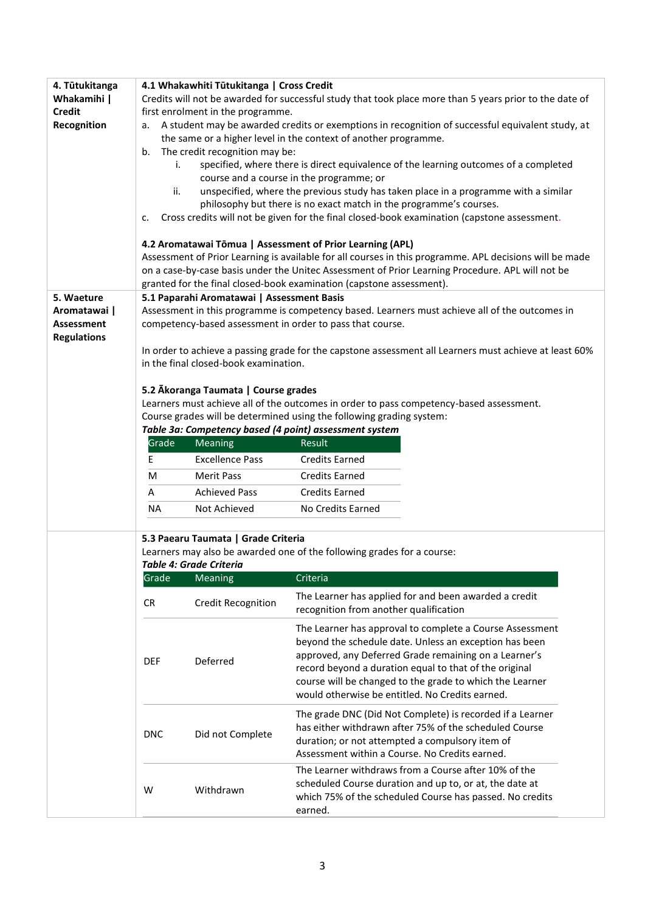## 4. Tūtukitanga Whakamihi | Credit Recognition

### 4.1 Whakawhiti Tūtukitanga | Cross Credit

Credits will not be awarded for successful study that took place more than 5 years prior to the date of first enrolment in the programme.

a. A student may be awarded credits or exemptions in recognition of successful equivalent study, at the same or a higher level in the context of another programme.

b. The credit recognition may be:
   i. specified, where there is direct equivalence of the learning outcomes of a completed course and a course in the programme; or
   ii. unspecified, where the previous study has taken place in a programme with a similar philosophy but there is no exact match in the programme's courses.

c. Cross credits will not be given for the final closed-book examination (capstone assessment.

### 4.2 Aromatawai Tōmua | Assessment of Prior Learning (APL)

Assessment of Prior Learning is available for all courses in this programme. APL decisions will be made on a case-by-case basis under the Unitec Assessment of Prior Learning Procedure. APL will not be granted for the final closed-book examination (capstone assessment).

## 5. Waeture Aromatawai | Assessment Regulations

### 5.1 Paparahi Aromatawai | Assessment Basis

Assessment in this programme is competency based. Learners must achieve all of the outcomes in competency-based assessment in order to pass that course.

In order to achieve a passing grade for the capstone assessment all Learners must achieve at least 60% in the final closed-book examination.

### 5.2 Ākoranga Taumata | Course grades

Learners must achieve all of the outcomes in order to pass competency-based assessment.
Course grades will be determined using the following grading system:

***Table 3a: Competency based (4 point) assessment system***

| Grade | Meaning | Result |
|---|---|---|
| E | Excellence Pass | Credits Earned |
| M | Merit Pass | Credits Earned |
| A | Achieved Pass | Credits Earned |
| NA | Not Achieved | No Credits Earned |

### 5.3 Paearu Taumata | Grade Criteria

Learners may also be awarded one of the following grades for a course:

***Table 4: Grade Criteria***

| Grade | Meaning | Criteria |
|---|---|---|
| CR | Credit Recognition | The Learner has applied for and been awarded a credit recognition from another qualification |
| DEF | Deferred | The Learner has approval to complete a Course Assessment beyond the schedule date. Unless an exception has been approved, any Deferred Grade remaining on a Learner's record beyond a duration equal to that of the original course will be changed to the grade to which the Learner would otherwise be entitled. No Credits earned. |
| DNC | Did not Complete | The grade DNC (Did Not Complete) is recorded if a Learner has either withdrawn after 75% of the scheduled Course duration; or not attempted a compulsory item of Assessment within a Course. No Credits earned. |
| W | Withdrawn | The Learner withdraws from a Course after 10% of the scheduled Course duration and up to, or at, the date at which 75% of the scheduled Course has passed. No credits earned. |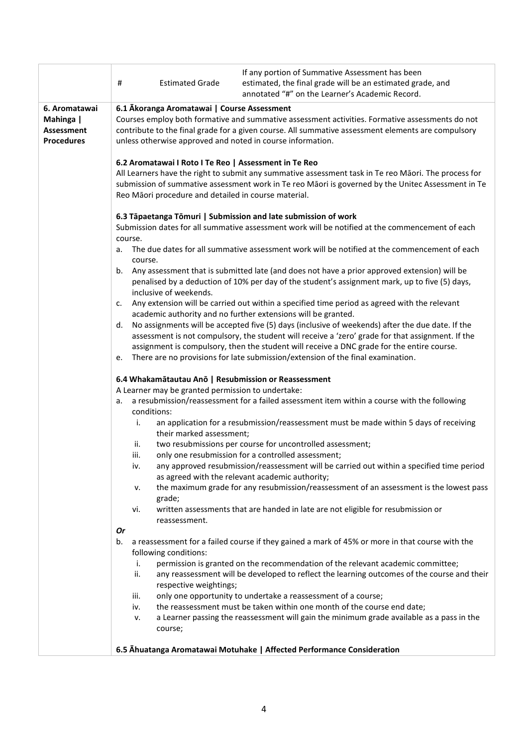| | | | |
|---|---|---|---|
| | # | Estimated Grade | If any portion of Summative Assessment has been estimated, the final grade will be an estimated grade, and annotated "#" on the Learner's Academic Record. |

**6. Aromatawai Mahinga | Assessment Procedures**

**6.1 Ākoranga Aromatawai | Course Assessment**

Courses employ both formative and summative assessment activities. Formative assessments do not contribute to the final grade for a given course. All summative assessment elements are compulsory unless otherwise approved and noted in course information.

**6.2 Aromatawai I Roto I Te Reo | Assessment in Te Reo**

All Learners have the right to submit any summative assessment task in Te reo Māori. The process for submission of summative assessment work in Te reo Māori is governed by the Unitec Assessment in Te Reo Māori procedure and detailed in course material.

**6.3 Tāpaetanga Tōmuri | Submission and late submission of work**

Submission dates for all summative assessment work will be notified at the commencement of each course.

a. The due dates for all summative assessment work will be notified at the commencement of each course.
b. Any assessment that is submitted late (and does not have a prior approved extension) will be penalised by a deduction of 10% per day of the student's assignment mark, up to five (5) days, inclusive of weekends.
c. Any extension will be carried out within a specified time period as agreed with the relevant academic authority and no further extensions will be granted.
d. No assignments will be accepted five (5) days (inclusive of weekends) after the due date. If the assessment is not compulsory, the student will receive a 'zero' grade for that assignment. If the assignment is compulsory, then the student will receive a DNC grade for the entire course.
e. There are no provisions for late submission/extension of the final examination.

**6.4 Whakamātautau Anō | Resubmission or Reassessment**

A Learner may be granted permission to undertake:

a. a resubmission/reassessment for a failed assessment item within a course with the following conditions:
   i. an application for a resubmission/reassessment must be made within 5 days of receiving their marked assessment;
   ii. two resubmissions per course for uncontrolled assessment;
   iii. only one resubmission for a controlled assessment;
   iv. any approved resubmission/reassessment will be carried out within a specified time period as agreed with the relevant academic authority;
   v. the maximum grade for any resubmission/reassessment of an assessment is the lowest pass grade;
   vi. written assessments that are handed in late are not eligible for resubmission or reassessment.

*Or*

b. a reassessment for a failed course if they gained a mark of 45% or more in that course with the following conditions:
   i. permission is granted on the recommendation of the relevant academic committee;
   ii. any reassessment will be developed to reflect the learning outcomes of the course and their respective weightings;
   iii. only one opportunity to undertake a reassessment of a course;
   iv. the reassessment must be taken within one month of the course end date;
   v. a Learner passing the reassessment will gain the minimum grade available as a pass in the course;

**6.5 Āhuatanga Aromatawai Motuhake | Affected Performance Consideration**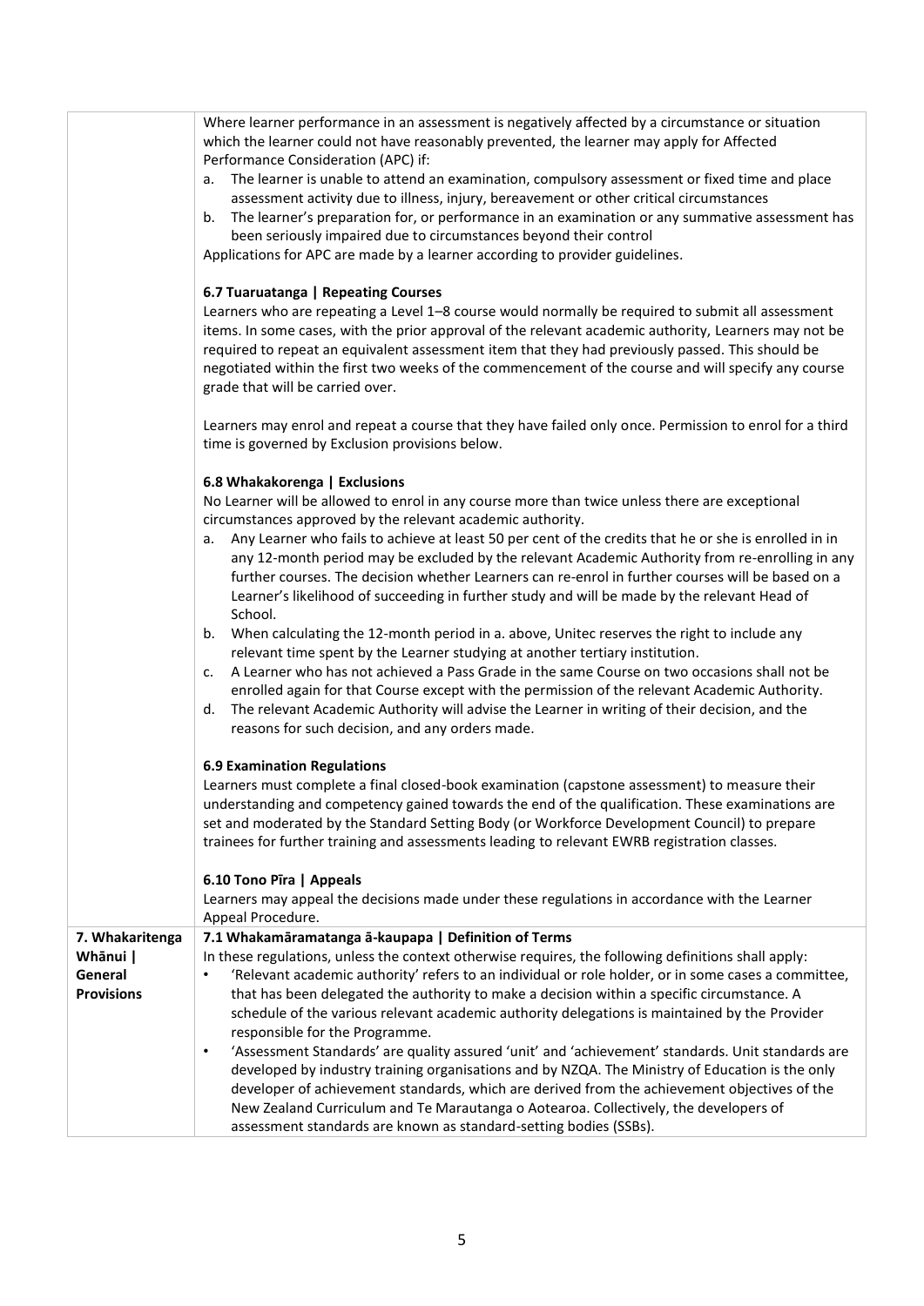| | |
|---|---|
| | Where learner performance in an assessment is negatively affected by a circumstance or situation which the learner could not have reasonably prevented, the learner may apply for Affected Performance Consideration (APC) if:<br>a. The learner is unable to attend an examination, compulsory assessment or fixed time and place assessment activity due to illness, injury, bereavement or other critical circumstances<br>b. The learner's preparation for, or performance in an examination or any summative assessment has been seriously impaired due to circumstances beyond their control<br>Applications for APC are made by a learner according to provider guidelines.<br><br>**6.7 Tuaruatanga \| Repeating Courses**<br>Learners who are repeating a Level 1–8 course would normally be required to submit all assessment items. In some cases, with the prior approval of the relevant academic authority, Learners may not be required to repeat an equivalent assessment item that they had previously passed. This should be negotiated within the first two weeks of the commencement of the course and will specify any course grade that will be carried over.<br><br>Learners may enrol and repeat a course that they have failed only once. Permission to enrol for a third time is governed by Exclusion provisions below.<br><br>**6.8 Whakakorenga \| Exclusions**<br>No Learner will be allowed to enrol in any course more than twice unless there are exceptional circumstances approved by the relevant academic authority.<br>a. Any Learner who fails to achieve at least 50 per cent of the credits that he or she is enrolled in in any 12-month period may be excluded by the relevant Academic Authority from re-enrolling in any further courses. The decision whether Learners can re-enrol in further courses will be based on a Learner's likelihood of succeeding in further study and will be made by the relevant Head of School.<br>b. When calculating the 12-month period in a. above, Unitec reserves the right to include any relevant time spent by the Learner studying at another tertiary institution.<br>c. A Learner who has not achieved a Pass Grade in the same Course on two occasions shall not be enrolled again for that Course except with the permission of the relevant Academic Authority.<br>d. The relevant Academic Authority will advise the Learner in writing of their decision, and the reasons for such decision, and any orders made.<br><br>**6.9 Examination Regulations**<br>Learners must complete a final closed-book examination (capstone assessment) to measure their understanding and competency gained towards the end of the qualification. These examinations are set and moderated by the Standard Setting Body (or Workforce Development Council) to prepare trainees for further training and assessments leading to relevant EWRB registration classes.<br><br>**6.10 Tono Pīra \| Appeals**<br>Learners may appeal the decisions made under these regulations in accordance with the Learner Appeal Procedure. |
| **7. Whakaritenga Whānui \| General Provisions** | **7.1 Whakamāramatanga ā-kaupapa \| Definition of Terms**<br>In these regulations, unless the context otherwise requires, the following definitions shall apply:<br>• 'Relevant academic authority' refers to an individual or role holder, or in some cases a committee, that has been delegated the authority to make a decision within a specific circumstance. A schedule of the various relevant academic authority delegations is maintained by the Provider responsible for the Programme.<br>• 'Assessment Standards' are quality assured 'unit' and 'achievement' standards. Unit standards are developed by industry training organisations and by NZQA. The Ministry of Education is the only developer of achievement standards, which are derived from the achievement objectives of the New Zealand Curriculum and Te Marautanga o Aotearoa. Collectively, the developers of assessment standards are known as standard-setting bodies (SSBs). |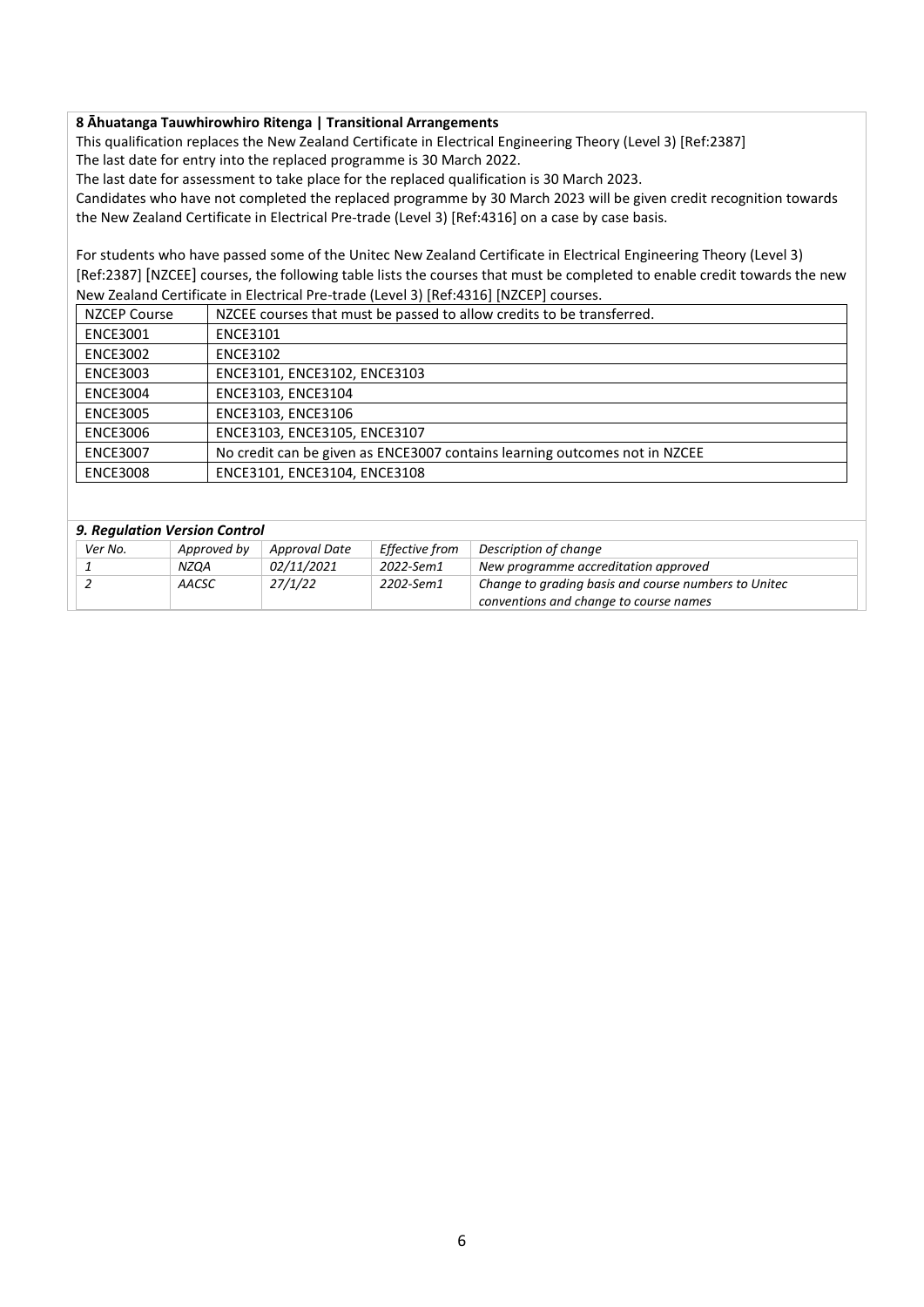**8 Āhuatanga Tauwhirowhiro Ritenga | Transitional Arrangements**

This qualification replaces the New Zealand Certificate in Electrical Engineering Theory (Level 3) [Ref:2387]
The last date for entry into the replaced programme is 30 March 2022.
The last date for assessment to take place for the replaced qualification is 30 March 2023.
Candidates who have not completed the replaced programme by 30 March 2023 will be given credit recognition towards the New Zealand Certificate in Electrical Pre-trade (Level 3) [Ref:4316] on a case by case basis.

For students who have passed some of the Unitec New Zealand Certificate in Electrical Engineering Theory (Level 3) [Ref:2387] [NZCEE] courses, the following table lists the courses that must be completed to enable credit towards the new New Zealand Certificate in Electrical Pre-trade (Level 3) [Ref:4316] [NZCEP] courses.

| NZCEP Course | NZCEE courses that must be passed to allow credits to be transferred. |
|---|---|
| ENCE3001 | ENCE3101 |
| ENCE3002 | ENCE3102 |
| ENCE3003 | ENCE3101, ENCE3102, ENCE3103 |
| ENCE3004 | ENCE3103, ENCE3104 |
| ENCE3005 | ENCE3103, ENCE3106 |
| ENCE3006 | ENCE3103, ENCE3105, ENCE3107 |
| ENCE3007 | No credit can be given as ENCE3007 contains learning outcomes not in NZCEE |
| ENCE3008 | ENCE3101, ENCE3104, ENCE3108 |

***9. Regulation Version Control***

| *Ver No.* | *Approved by* | *Approval Date* | *Effective from* | *Description of change* |
|---|---|---|---|---|
| *1* | *NZQA* | *02/11/2021* | *2022-Sem1* | *New programme accreditation approved* |
| *2* | *AACSC* | *27/1/22* | *2202-Sem1* | *Change to grading basis and course numbers to Unitec conventions and change to course names* |